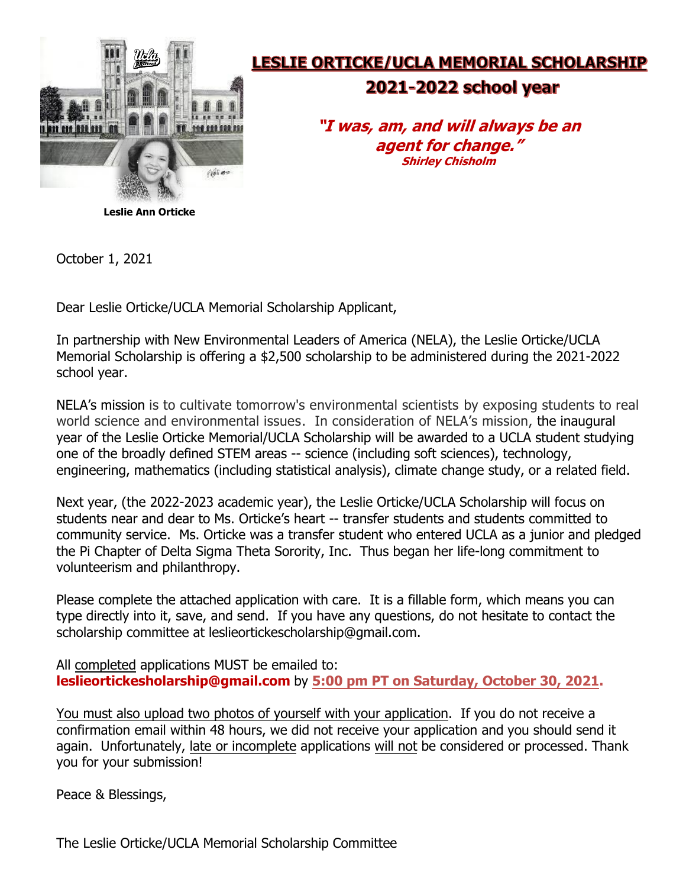# LESLIE ORTICKE/UCLA MEMORIAL SCHOLARSHIP

## 2021-2022 school year

***"I was, am, and will always be an agent for change."***
***Shirley Chisholm***

**Leslie Ann Orticke**

October 1, 2021

Dear Leslie Orticke/UCLA Memorial Scholarship Applicant,

In partnership with New Environmental Leaders of America (NELA), the Leslie Orticke/UCLA Memorial Scholarship is offering a $2,500 scholarship to be administered during the 2021-2022 school year.

NELA's mission is to cultivate tomorrow's environmental scientists by exposing students to real world science and environmental issues. In consideration of NELA's mission, the inaugural year of the Leslie Orticke Memorial/UCLA Scholarship will be awarded to a UCLA student studying one of the broadly defined STEM areas -- science (including soft sciences), technology, engineering, mathematics (including statistical analysis), climate change study, or a related field.

Next year, (the 2022-2023 academic year), the Leslie Orticke/UCLA Scholarship will focus on students near and dear to Ms. Orticke's heart -- transfer students and students committed to community service. Ms. Orticke was a transfer student who entered UCLA as a junior and pledged the Pi Chapter of Delta Sigma Theta Sorority, Inc. Thus began her life-long commitment to volunteerism and philanthropy.

Please complete the attached application with care. It is a fillable form, which means you can type directly into it, save, and send. If you have any questions, do not hesitate to contact the scholarship committee at leslieortickescholarship@gmail.com.

All completed applications MUST be emailed to:
**leslieortickesholarship@gmail.com** by **5:00 pm PT on Saturday, October 30, 2021.**

You must also upload two photos of yourself with your application. If you do not receive a confirmation email within 48 hours, we did not receive your application and you should send it again. Unfortunately, late or incomplete applications will not be considered or processed. Thank you for your submission!

Peace & Blessings,

The Leslie Orticke/UCLA Memorial Scholarship Committee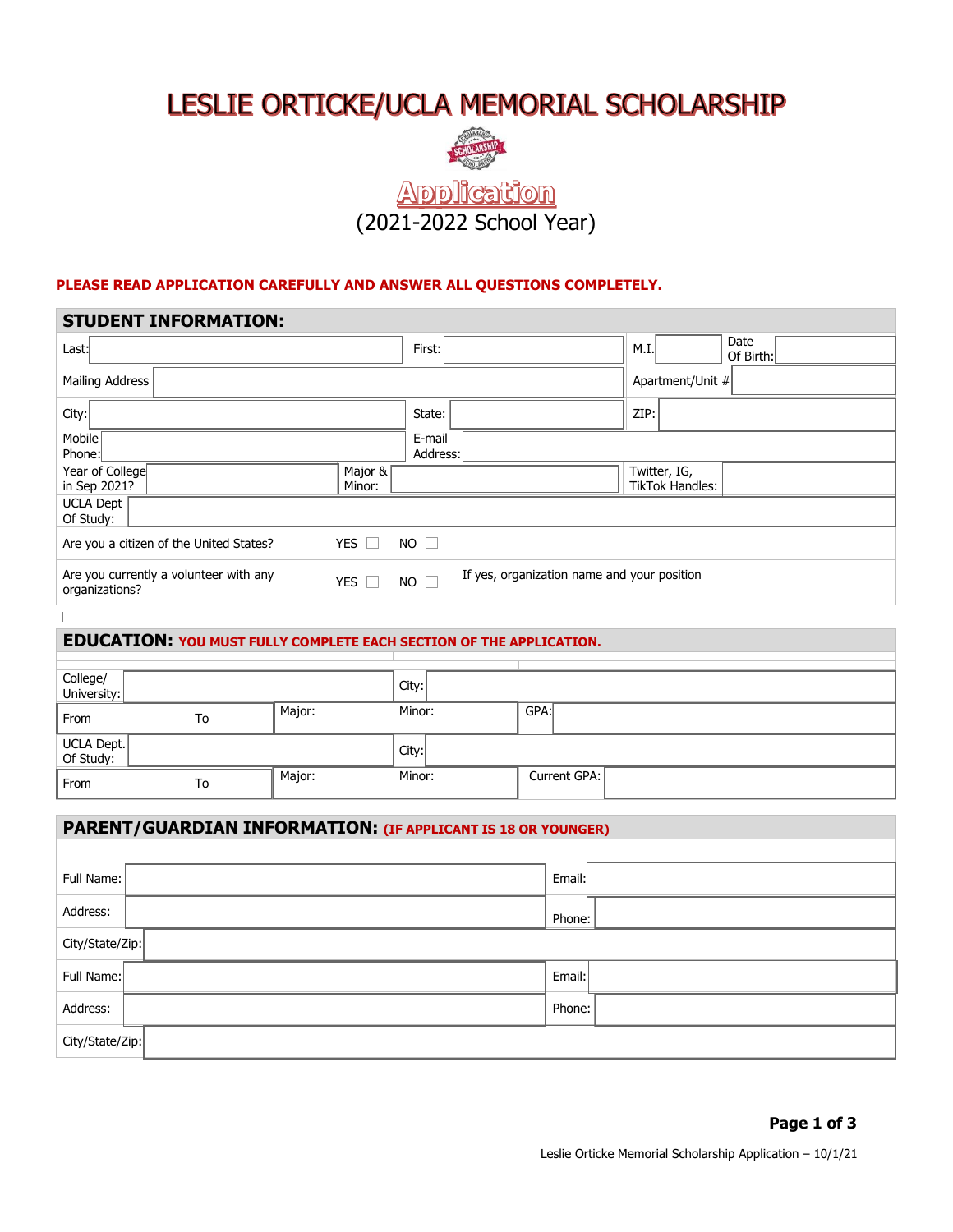# LESLIE ORTICKE/UCLA MEMORIAL SCHOLARSHIP

## Application

(2021-2022 School Year)

**PLEASE READ APPLICATION CAREFULLY AND ANSWER ALL QUESTIONS COMPLETELY.**

## STUDENT INFORMATION:

| | | | | | | | |
|---|---|---|---|---|---|---|---|
| Last: | | First: | | M.I. | | Date Of Birth: | |
| Mailing Address | | | | Apartment/Unit # | | | |
| City: | | State: | | ZIP: | | | |
| Mobile Phone: | | E-mail Address: | | | | | |
| Year of College in Sep 2021? | | Major & Minor: | | Twitter, IG, TikTok Handles: | | | |
| UCLA Dept Of Study: | | | | | | | |

Are you a citizen of the United States? YES ☐ NO ☐

Are you currently a volunteer with any organizations? YES ☐ NO ☐ If yes, organization name and your position

## EDUCATION: YOU MUST FULLY COMPLETE EACH SECTION OF THE APPLICATION.

| | | | | | |
|---|---|---|---|---|---|
| College/ University: | | City: | | | |
| From | To | Major: | Minor: | GPA: | |
| UCLA Dept. Of Study: | | City: | | | |
| From | To | Major: | Minor: | Current GPA: | |

## PARENT/GUARDIAN INFORMATION: (IF APPLICANT IS 18 OR YOUNGER)

| | | | |
|---|---|---|---|
| Full Name: | | Email: | |
| Address: | | Phone: | |
| City/State/Zip: | | | |
| Full Name: | | Email: | |
| Address: | | Phone: | |
| City/State/Zip: | | | |

Leslie Orticke Memorial Scholarship Application – 10/1/21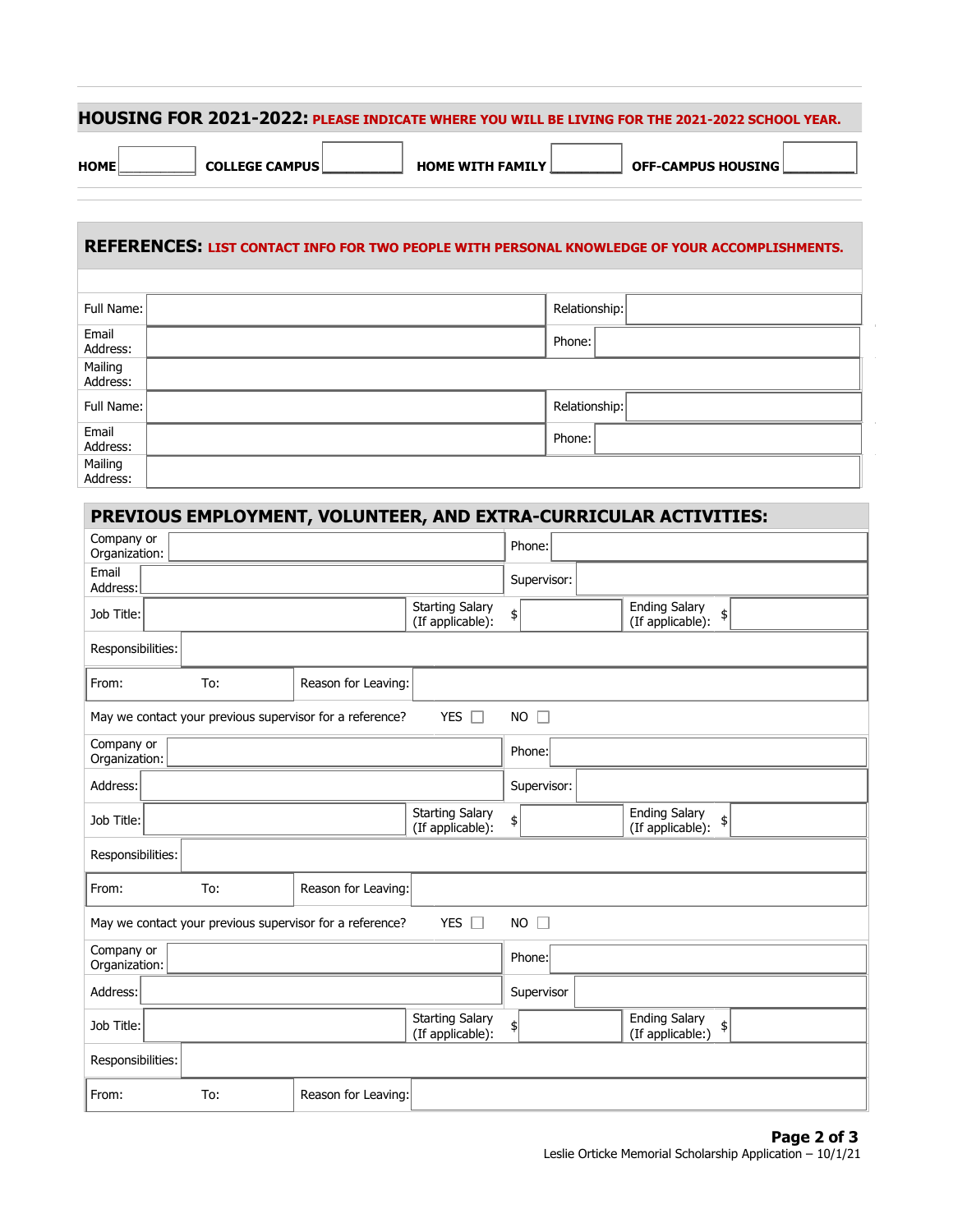## HOUSING FOR 2021-2022: PLEASE INDICATE WHERE YOU WILL BE LIVING FOR THE 2021-2022 SCHOOL YEAR.

| | | | | | | | |
|---|---|---|---|---|---|---|---|
| HOME | | COLLEGE CAMPUS | | HOME WITH FAMILY | | OFF-CAMPUS HOUSING | |

## REFERENCES: LIST CONTACT INFO FOR TWO PEOPLE WITH PERSONAL KNOWLEDGE OF YOUR ACCOMPLISHMENTS.

| | | | |
|---|---|---|---|
| Full Name: | | Relationship: | |
| Email Address: | | Phone: | |
| Mailing Address: | | | |
| Full Name: | | Relationship: | |
| Email Address: | | Phone: | |
| Mailing Address: | | | |

## PREVIOUS EMPLOYMENT, VOLUNTEER, AND EXTRA-CURRICULAR ACTIVITIES:

| | | | | | |
|---|---|---|---|---|---|
| Company or Organization: | | Phone: | | | |
| Email Address: | | Supervisor: | | | |
| Job Title: | | Starting Salary (If applicable): | $ | Ending Salary (If applicable): | $ |
| Responsibilities: | | | | | |
| From: To: | | Reason for Leaving: | | | |
| May we contact your previous supervisor for a reference? | | YES ☐ | NO ☐ | | |
| Company or Organization: | | Phone: | | | |
| Address: | | Supervisor: | | | |
| Job Title: | | Starting Salary (If applicable): | $ | Ending Salary (If applicable): | $ |
| Responsibilities: | | | | | |
| From: To: | | Reason for Leaving: | | | |
| May we contact your previous supervisor for a reference? | | YES ☐ | NO ☐ | | |
| Company or Organization: | | Phone: | | | |
| Address: | | Supervisor | | | |
| Job Title: | | Starting Salary (If applicable): | $ | Ending Salary (If applicable:) | $ |
| Responsibilities: | | | | | |
| From: To: | | Reason for Leaving: | | | |

Leslie Orticke Memorial Scholarship Application – 10/1/21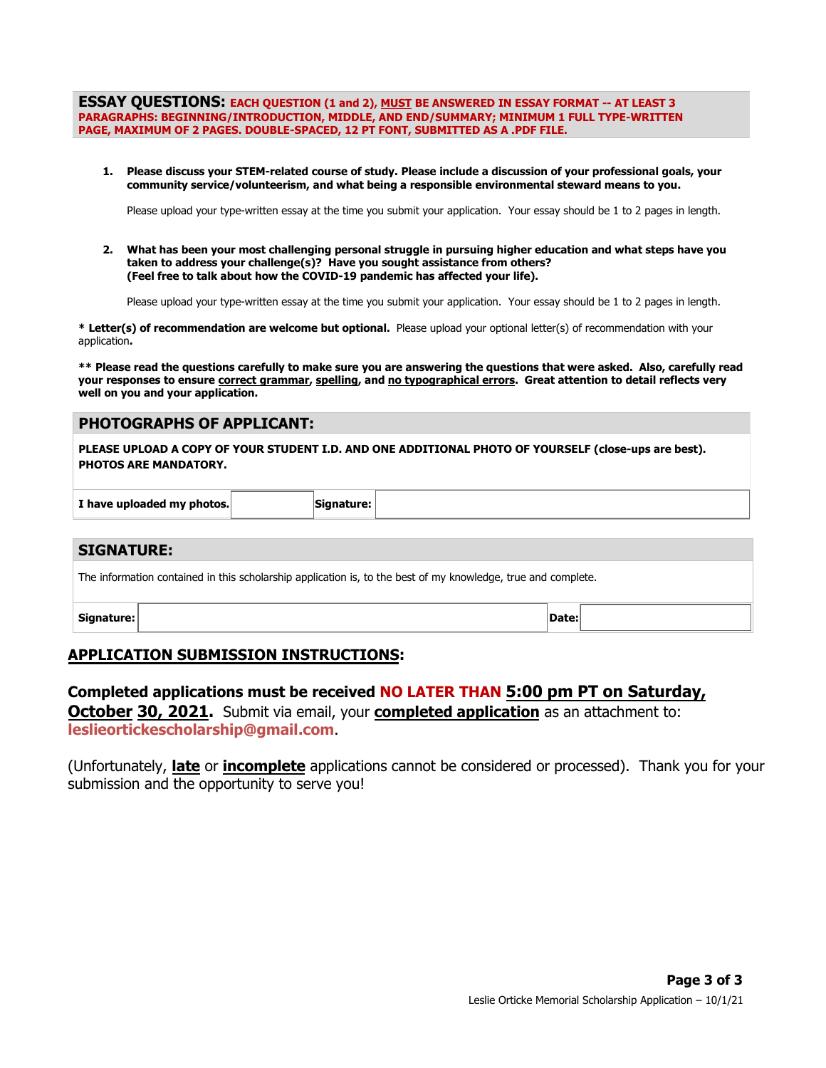## ESSAY QUESTIONS: EACH QUESTION (1 and 2), MUST BE ANSWERED IN ESSAY FORMAT -- AT LEAST 3 PARAGRAPHS: BEGINNING/INTRODUCTION, MIDDLE, AND END/SUMMARY; MINIMUM 1 FULL TYPE-WRITTEN PAGE, MAXIMUM OF 2 PAGES. DOUBLE-SPACED, 12 PT FONT, SUBMITTED AS A .PDF FILE.

1. **Please discuss your STEM-related course of study. Please include a discussion of your professional goals, your community service/volunteerism, and what being a responsible environmental steward means to you.**

   Please upload your type-written essay at the time you submit your application. Your essay should be 1 to 2 pages in length.

2. **What has been your most challenging personal struggle in pursuing higher education and what steps have you taken to address your challenge(s)? Have you sought assistance from others? (Feel free to talk about how the COVID-19 pandemic has affected your life).**

   Please upload your type-written essay at the time you submit your application. Your essay should be 1 to 2 pages in length.

**\* Letter(s) of recommendation are welcome but optional.** Please upload your optional letter(s) of recommendation with your application**.**

**\*\* Please read the questions carefully to make sure you are answering the questions that were asked. Also, carefully read your responses to ensure correct grammar, spelling, and no typographical errors. Great attention to detail reflects very well on you and your application.**

## PHOTOGRAPHS OF APPLICANT:

**PLEASE UPLOAD A COPY OF YOUR STUDENT I.D. AND ONE ADDITIONAL PHOTO OF YOURSELF (close-ups are best). PHOTOS ARE MANDATORY.**

| | | | |
|---|---|---|---|
| **I have uploaded my photos.** | | **Signature:** | |

## SIGNATURE:

The information contained in this scholarship application is, to the best of my knowledge, true and complete.

| | | | |
|---|---|---|---|
| **Signature:** | | **Date:** | |

## APPLICATION SUBMISSION INSTRUCTIONS:

**Completed applications must be received NO LATER THAN 5:00 pm PT on Saturday, October 30, 2021.** Submit via email, your **completed application** as an attachment to: **leslieortickescholarship@gmail.com**.

(Unfortunately, **late** or **incomplete** applications cannot be considered or processed). Thank you for your submission and the opportunity to serve you!

Leslie Orticke Memorial Scholarship Application – 10/1/21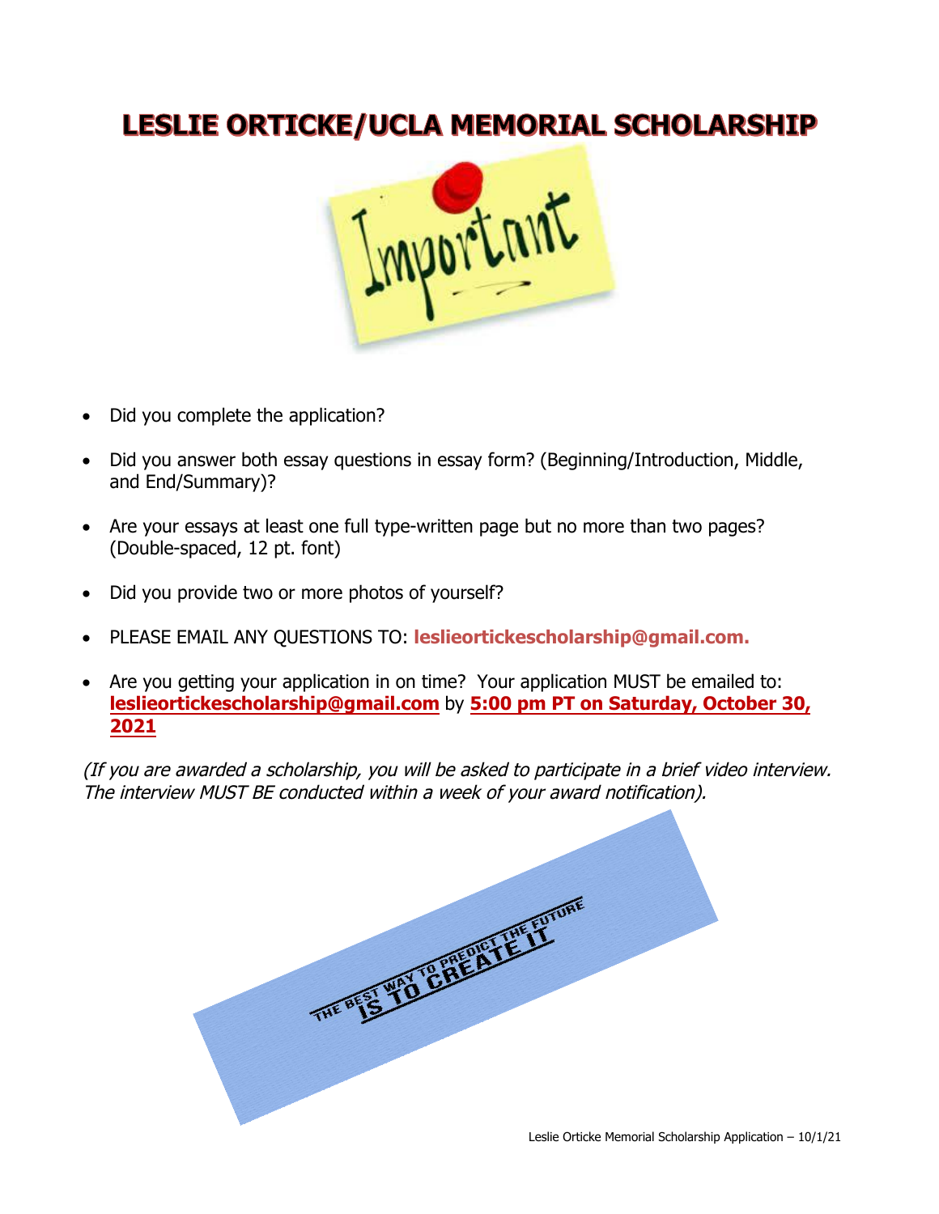# LESLIE ORTICKE/UCLA MEMORIAL SCHOLARSHIP

- Did you complete the application?
- Did you answer both essay questions in essay form? (Beginning/Introduction, Middle, and End/Summary)?
- Are your essays at least one full type-written page but no more than two pages? (Double-spaced, 12 pt. font)
- Did you provide two or more photos of yourself?
- PLEASE EMAIL ANY QUESTIONS TO: **leslieortickescholarship@gmail.com.**
- Are you getting your application in on time? Your application MUST be emailed to: **leslieortickescholarship@gmail.com** by **5:00 pm PT on Saturday, October 30, 2021**

*(If you are awarded a scholarship, you will be asked to participate in a brief video interview. The interview MUST BE conducted within a week of your award notification).*

THE BEST WAY TO PREDICT THE FUTURE IS TO CREATE IT